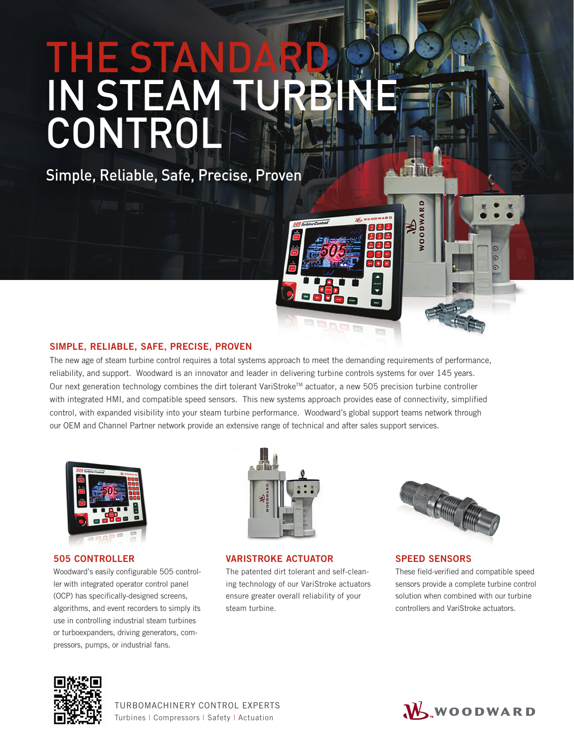# THE STANDARD IN STEAM TURBINE CONTROL

Simple, Reliable, Safe, Precise, Proven

## SIMPLE, RELIABLE, SAFE, PRECISE, PROVEN

The new age of steam turbine control requires a total systems approach to meet the demanding requirements of performance, reliability, and support. Woodward is an innovator and leader in delivering turbine controls systems for over 145 years. Our next generation technology combines the dirt tolerant VariStroke™ actuator, a new 505 precision turbine controller with integrated HMI, and compatible speed sensors. This new systems approach provides ease of connectivity, simplified control, with expanded visibility into your steam turbine performance. Woodward's global support teams network through our OEM and Channel Partner network provide an extensive range of technical and after sales support services.

### 505 CONTROLLER

Woodward's easily configurable 505 controller with integrated operator control panel (OCP) has specifically-designed screens, algorithms, and event recorders to simply its use in controlling industrial steam turbines or turboexpanders, driving generators, compressors, pumps, or industrial fans.

### VARISTROKE ACTUATOR

The patented dirt tolerant and self-cleaning technology of our VariStroke actuators ensure greater overall reliability of your steam turbine.

### SPEED SENSORS

These field-verified and compatible speed sensors provide a complete turbine control solution when combined with our turbine controllers and VariStroke actuators.

TURBOMACHINERY CONTROL EXPERTS
Turbines | Compressors | Safety | Actuation

WOODWARD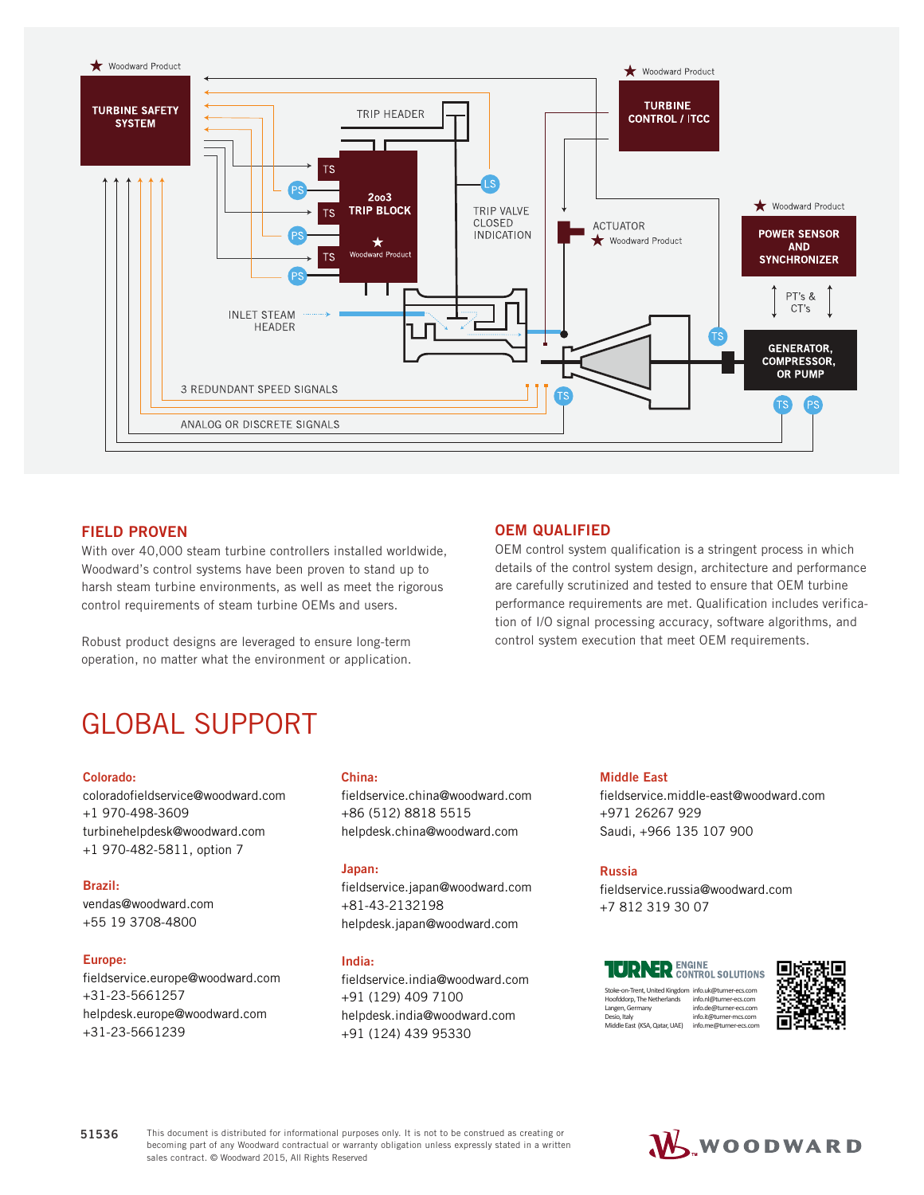Woodward Product

TURBINE SAFETY SYSTEM

TRIP HEADER

Woodward Product

TURBINE CONTROL / ITCC

TS

PS

2oo3 TRIP BLOCK

Woodward Product

TS

PS

TS

PS

LS

TRIP VALVE CLOSED INDICATION

ACTUATOR

Woodward Product

Woodward Product

POWER SENSOR AND SYNCHRONIZER

PT's & CT's

INLET STEAM HEADER

TS

GENERATOR, COMPRESSOR, OR PUMP

3 REDUNDANT SPEED SIGNALS

TS

TS PS

ANALOG OR DISCRETE SIGNALS

## FIELD PROVEN

With over 40,000 steam turbine controllers installed worldwide, Woodward's control systems have been proven to stand up to harsh steam turbine environments, as well as meet the rigorous control requirements of steam turbine OEMs and users.

Robust product designs are leveraged to ensure long-term operation, no matter what the environment or application.

## OEM QUALIFIED

OEM control system qualification is a stringent process in which details of the control system design, architecture and performance are carefully scrutinized and tested to ensure that OEM turbine performance requirements are met. Qualification includes verification of I/O signal processing accuracy, software algorithms, and control system execution that meet OEM requirements.

# GLOBAL SUPPORT

**Colorado:**
coloradofieldservice@woodward.com
+1 970-498-3609
turbinehelpdesk@woodward.com
+1 970-482-5811, option 7

**Brazil:**
vendas@woodward.com
+55 19 3708-4800

**Europe:**
fieldservice.europe@woodward.com
+31-23-5661257
helpdesk.europe@woodward.com
+31-23-5661239

**China:**
fieldservice.china@woodward.com
+86 (512) 8818 5515
helpdesk.china@woodward.com

**Japan:**
fieldservice.japan@woodward.com
+81-43-2132198
helpdesk.japan@woodward.com

**India:**
fieldservice.india@woodward.com
+91 (129) 409 7100
helpdesk.india@woodward.com
+91 (124) 439 95330

**Middle East**
fieldservice.middle-east@woodward.com
+971 26267 929
Saudi, +966 135 107 900

**Russia**
fieldservice.russia@woodward.com
+7 812 319 30 07

TURNER ENGINE CONTROL SOLUTIONS

| | |
|---|---|
| Stoke-on-Trent, United Kingdom | info.uk@turner-ecs.com |
| Hoofddorp, The Netherlands | info.nl@turner-ecs.com |
| Langen, Germany | info.de@turner-ecs.com |
| Desio, Italy | info.it@turner-mcs.com |
| Middle East (KSA, Qatar, UAE) | info.me@turner-ecs.com |

51536

This document is distributed for informational purposes only. It is not to be construed as creating or becoming part of any Woodward contractual or warranty obligation unless expressly stated in a written sales contract. © Woodward 2015, All Rights Reserved

WOODWARD